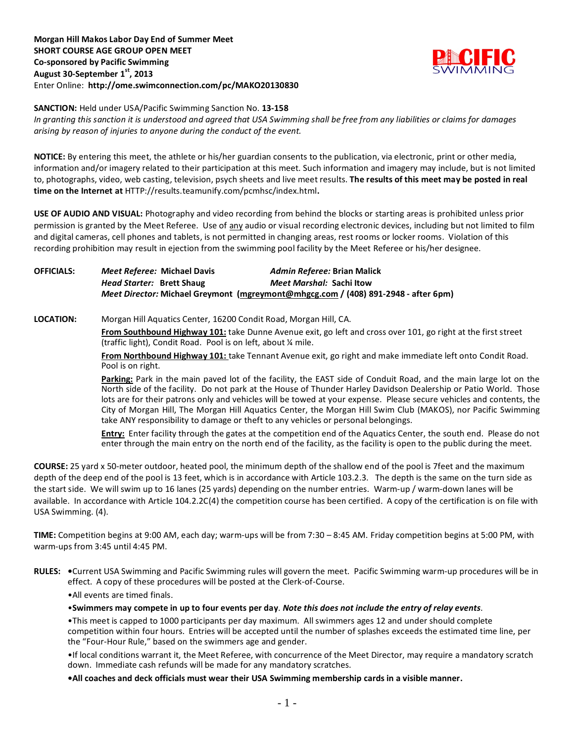**Morgan Hill Makos Labor Day End of Summer Meet**
**SHORT COURSE AGE GROUP OPEN MEET**
**Co-sponsored by Pacific Swimming**
**August 30-September 1st, 2013**
Enter Online: **http://ome.swimconnection.com/pc/MAKO20130830**

**SANCTION:** Held under USA/Pacific Swimming Sanction No. **13-158**
*In granting this sanction it is understood and agreed that USA Swimming shall be free from any liabilities or claims for damages arising by reason of injuries to anyone during the conduct of the event.*

**NOTICE:** By entering this meet, the athlete or his/her guardian consents to the publication, via electronic, print or other media, information and/or imagery related to their participation at this meet. Such information and imagery may include, but is not limited to, photographs, video, web casting, television, psych sheets and live meet results. **The results of this meet may be posted in real time on the Internet at** HTTP://results.teamunify.com/pcmhsc/index.html**.**

**USE OF AUDIO AND VISUAL:** Photography and video recording from behind the blocks or starting areas is prohibited unless prior permission is granted by the Meet Referee. Use of any audio or visual recording electronic devices, including but not limited to film and digital cameras, cell phones and tablets, is not permitted in changing areas, rest rooms or locker rooms. Violation of this recording prohibition may result in ejection from the swimming pool facility by the Meet Referee or his/her designee.

**OFFICIALS:**
*Meet Referee:* **Michael Davis** — *Admin Referee:* **Brian Malick**
*Head Starter:* **Brett Shaug** — *Meet Marshal:* **Sachi Itow**
*Meet Director:* **Michael Greymont (mgreymont@mhgcg.com / (408) 891-2948 - after 6pm)**

**LOCATION:** Morgan Hill Aquatics Center, 16200 Condit Road, Morgan Hill, CA.

**From Southbound Highway 101:** take Dunne Avenue exit, go left and cross over 101, go right at the first street (traffic light), Condit Road. Pool is on left, about ¼ mile.

**From Northbound Highway 101:** take Tennant Avenue exit, go right and make immediate left onto Condit Road. Pool is on right.

**Parking:** Park in the main paved lot of the facility, the EAST side of Conduit Road, and the main large lot on the North side of the facility. Do not park at the House of Thunder Harley Davidson Dealership or Patio World. Those lots are for their patrons only and vehicles will be towed at your expense. Please secure vehicles and contents, the City of Morgan Hill, The Morgan Hill Aquatics Center, the Morgan Hill Swim Club (MAKOS), nor Pacific Swimming take ANY responsibility to damage or theft to any vehicles or personal belongings.

**Entry:** Enter facility through the gates at the competition end of the Aquatics Center, the south end. Please do not enter through the main entry on the north end of the facility, as the facility is open to the public during the meet.

**COURSE:** 25 yard x 50-meter outdoor, heated pool, the minimum depth of the shallow end of the pool is 7feet and the maximum depth of the deep end of the pool is 13 feet, which is in accordance with Article 103.2.3. The depth is the same on the turn side as the start side. We will swim up to 16 lanes (25 yards) depending on the number entries. Warm-up / warm-down lanes will be available. In accordance with Article 104.2.2C(4) the competition course has been certified. A copy of the certification is on file with USA Swimming. (4).

**TIME:** Competition begins at 9:00 AM, each day; warm-ups will be from 7:30 – 8:45 AM. Friday competition begins at 5:00 PM, with warm-ups from 3:45 until 4:45 PM.

**RULES:**
- Current USA Swimming and Pacific Swimming rules will govern the meet. Pacific Swimming warm-up procedures will be in effect. A copy of these procedures will be posted at the Clerk-of-Course.
- All events are timed finals.
- **Swimmers may compete in up to four events per day**. ***Note this does not include the entry of relay events***.
- This meet is capped to 1000 participants per day maximum. All swimmers ages 12 and under should complete competition within four hours. Entries will be accepted until the number of splashes exceeds the estimated time line, per the "Four-Hour Rule," based on the swimmers age and gender.
- If local conditions warrant it, the Meet Referee, with concurrence of the Meet Director, may require a mandatory scratch down. Immediate cash refunds will be made for any mandatory scratches.
- **All coaches and deck officials must wear their USA Swimming membership cards in a visible manner.**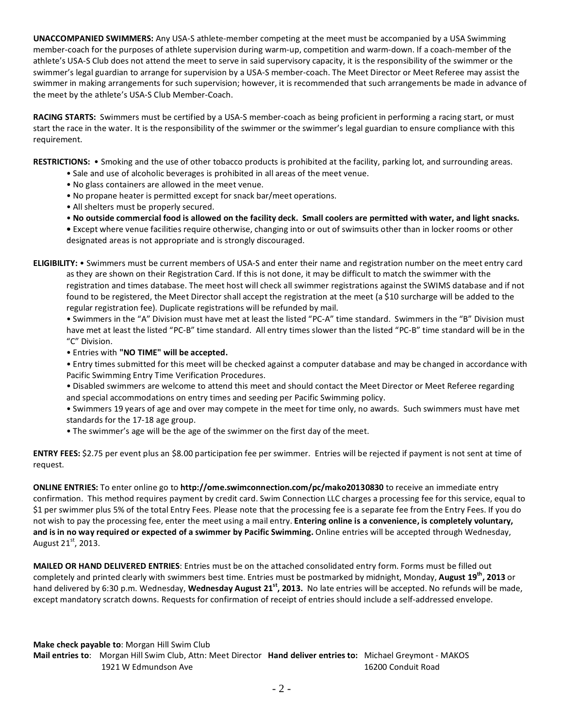**UNACCOMPANIED SWIMMERS:** Any USA-S athlete-member competing at the meet must be accompanied by a USA Swimming member-coach for the purposes of athlete supervision during warm-up, competition and warm-down. If a coach-member of the athlete's USA-S Club does not attend the meet to serve in said supervisory capacity, it is the responsibility of the swimmer or the swimmer's legal guardian to arrange for supervision by a USA-S member-coach. The Meet Director or Meet Referee may assist the swimmer in making arrangements for such supervision; however, it is recommended that such arrangements be made in advance of the meet by the athlete's USA-S Club Member-Coach.

**RACING STARTS:** Swimmers must be certified by a USA-S member-coach as being proficient in performing a racing start, or must start the race in the water. It is the responsibility of the swimmer or the swimmer's legal guardian to ensure compliance with this requirement.

**RESTRICTIONS:**
- Smoking and the use of other tobacco products is prohibited at the facility, parking lot, and surrounding areas.
- Sale and use of alcoholic beverages is prohibited in all areas of the meet venue.
- No glass containers are allowed in the meet venue.
- No propane heater is permitted except for snack bar/meet operations.
- All shelters must be properly secured.
- **No outside commercial food is allowed on the facility deck. Small coolers are permitted with water, and light snacks.**
- Except where venue facilities require otherwise, changing into or out of swimsuits other than in locker rooms or other designated areas is not appropriate and is strongly discouraged.

**ELIGIBILITY:**
- Swimmers must be current members of USA-S and enter their name and registration number on the meet entry card as they are shown on their Registration Card. If this is not done, it may be difficult to match the swimmer with the registration and times database. The meet host will check all swimmer registrations against the SWIMS database and if not found to be registered, the Meet Director shall accept the registration at the meet (a $10 surcharge will be added to the regular registration fee). Duplicate registrations will be refunded by mail.
- Swimmers in the "A" Division must have met at least the listed "PC-A" time standard. Swimmers in the "B" Division must have met at least the listed "PC-B" time standard. All entry times slower than the listed "PC-B" time standard will be in the "C" Division.
- Entries with **"NO TIME" will be accepted.**
- Entry times submitted for this meet will be checked against a computer database and may be changed in accordance with Pacific Swimming Entry Time Verification Procedures.
- Disabled swimmers are welcome to attend this meet and should contact the Meet Director or Meet Referee regarding and special accommodations on entry times and seeding per Pacific Swimming policy.
- Swimmers 19 years of age and over may compete in the meet for time only, no awards. Such swimmers must have met standards for the 17-18 age group.
- The swimmer's age will be the age of the swimmer on the first day of the meet.

**ENTRY FEES:** $2.75 per event plus an $8.00 participation fee per swimmer. Entries will be rejected if payment is not sent at time of request.

**ONLINE ENTRIES:** To enter online go to **http://ome.swimconnection.com/pc/mako20130830** to receive an immediate entry confirmation. This method requires payment by credit card. Swim Connection LLC charges a processing fee for this service, equal to $1 per swimmer plus 5% of the total Entry Fees. Please note that the processing fee is a separate fee from the Entry Fees. If you do not wish to pay the processing fee, enter the meet using a mail entry. **Entering online is a convenience, is completely voluntary, and is in no way required or expected of a swimmer by Pacific Swimming.** Online entries will be accepted through Wednesday, August 21st, 2013.

**MAILED OR HAND DELIVERED ENTRIES**: Entries must be on the attached consolidated entry form. Forms must be filled out completely and printed clearly with swimmers best time. Entries must be postmarked by midnight, Monday, **August 19th, 2013** or hand delivered by 6:30 p.m. Wednesday, **Wednesday August 21st, 2013.** No late entries will be accepted. No refunds will be made, except mandatory scratch downs. Requests for confirmation of receipt of entries should include a self-addressed envelope.

**Make check payable to**: Morgan Hill Swim Club

**Mail entries to**: Morgan Hill Swim Club, Attn: Meet Director
1921 W Edmundson Ave

**Hand deliver entries to:** Michael Greymont - MAKOS
16200 Conduit Road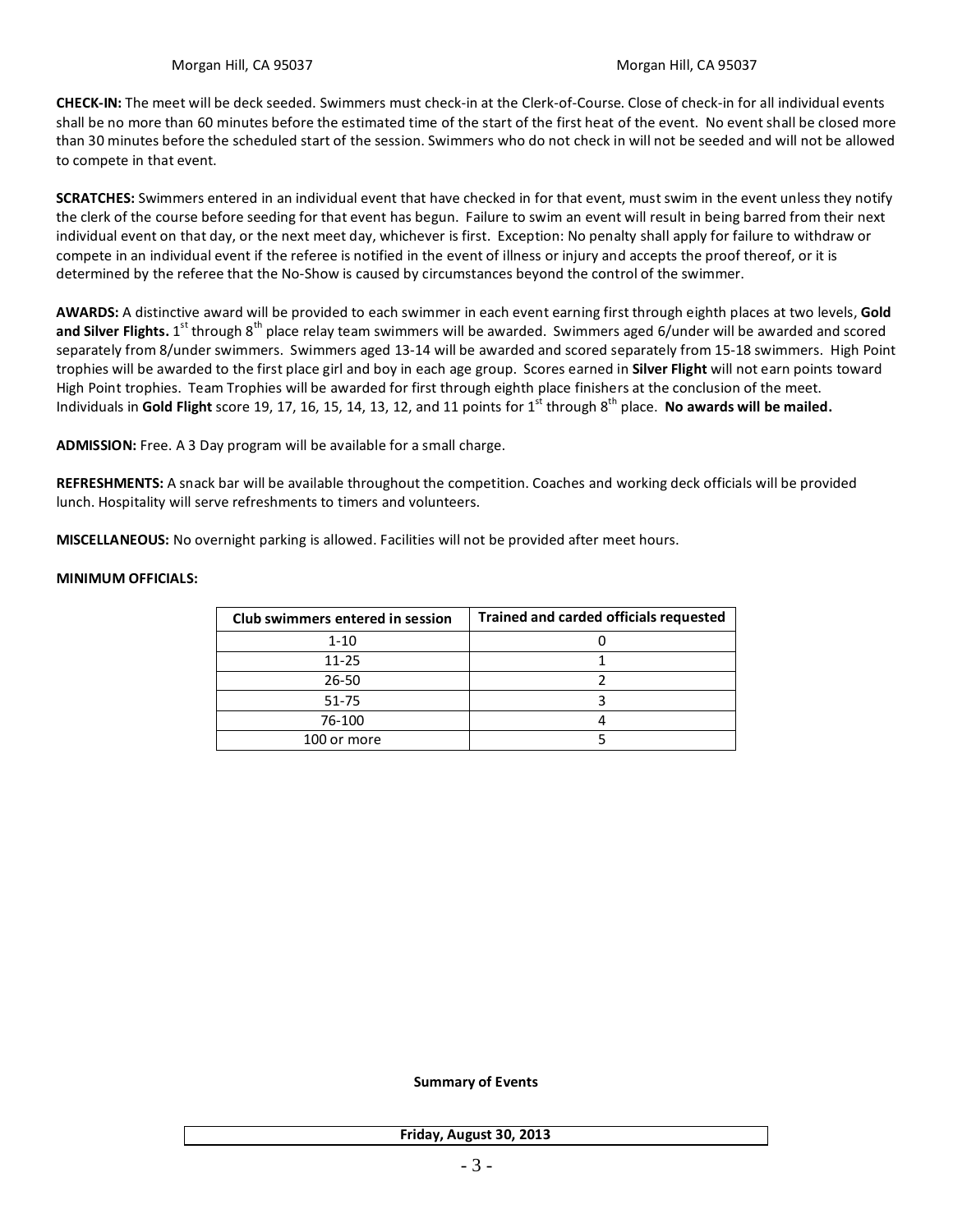Morgan Hill, CA 95037 Morgan Hill, CA 95037

**CHECK-IN:** The meet will be deck seeded. Swimmers must check-in at the Clerk-of-Course. Close of check-in for all individual events shall be no more than 60 minutes before the estimated time of the start of the first heat of the event. No event shall be closed more than 30 minutes before the scheduled start of the session. Swimmers who do not check in will not be seeded and will not be allowed to compete in that event.

**SCRATCHES:** Swimmers entered in an individual event that have checked in for that event, must swim in the event unless they notify the clerk of the course before seeding for that event has begun. Failure to swim an event will result in being barred from their next individual event on that day, or the next meet day, whichever is first. Exception: No penalty shall apply for failure to withdraw or compete in an individual event if the referee is notified in the event of illness or injury and accepts the proof thereof, or it is determined by the referee that the No-Show is caused by circumstances beyond the control of the swimmer.

**AWARDS:** A distinctive award will be provided to each swimmer in each event earning first through eighth places at two levels, **Gold and Silver Flights.** 1st through 8th place relay team swimmers will be awarded. Swimmers aged 6/under will be awarded and scored separately from 8/under swimmers. Swimmers aged 13-14 will be awarded and scored separately from 15-18 swimmers. High Point trophies will be awarded to the first place girl and boy in each age group. Scores earned in **Silver Flight** will not earn points toward High Point trophies. Team Trophies will be awarded for first through eighth place finishers at the conclusion of the meet. Individuals in **Gold Flight** score 19, 17, 16, 15, 14, 13, 12, and 11 points for 1st through 8th place. **No awards will be mailed.**

**ADMISSION:** Free. A 3 Day program will be available for a small charge.

**REFRESHMENTS:** A snack bar will be available throughout the competition. Coaches and working deck officials will be provided lunch. Hospitality will serve refreshments to timers and volunteers.

**MISCELLANEOUS:** No overnight parking is allowed. Facilities will not be provided after meet hours.

**MINIMUM OFFICIALS:**

| Club swimmers entered in session | Trained and carded officials requested |
|---|---|
| 1-10 | 0 |
| 11-25 | 1 |
| 26-50 | 2 |
| 51-75 | 3 |
| 76-100 | 4 |
| 100 or more | 5 |

**Summary of Events**

**Friday, August 30, 2013**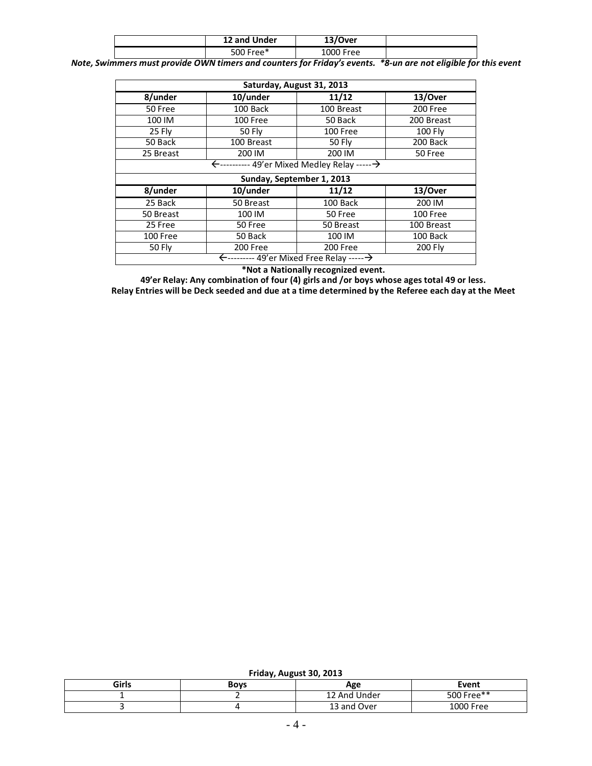| | 12 and Under | 13/Over | |
|---|---|---|---|
| | 500 Free* | 1000 Free | |

***Note, Swimmers must provide OWN timers and counters for Friday's events. *8-un are not eligible for this event***

| Saturday, August 31, 2013 | | | |
|---|---|---|---|
| **8/under** | **10/under** | **11/12** | **13/Over** |
| 50 Free | 100 Back | 100 Breast | 200 Free |
| 100 IM | 100 Free | 50 Back | 200 Breast |
| 25 Fly | 50 Fly | 100 Free | 100 Fly |
| 50 Back | 100 Breast | 50 Fly | 200 Back |
| 25 Breast | 200 IM | 200 IM | 50 Free |
| ←---------- 49'er Mixed Medley Relay -----→ | | | |
| **Sunday, September 1, 2013** | | | |
| **8/under** | **10/under** | **11/12** | **13/Over** |
| 25 Back | 50 Breast | 100 Back | 200 IM |
| 50 Breast | 100 IM | 50 Free | 100 Free |
| 25 Free | 50 Free | 50 Breast | 100 Breast |
| 100 Free | 50 Back | 100 IM | 100 Back |
| 50 Fly | 200 Free | 200 Free | 200 Fly |
| ←--------- 49'er Mixed Free Relay -----→ | | | |

**\*Not a Nationally recognized event.**

**49'er Relay: Any combination of four (4) girls and /or boys whose ages total 49 or less.**

**Relay Entries will be Deck seeded and due at a time determined by the Referee each day at the Meet**

**Friday, August 30, 2013**

| Girls | Boys | Age | Event |
|---|---|---|---|
| 1 | 2 | 12 And Under | 500 Free** |
| 3 | 4 | 13 and Over | 1000 Free |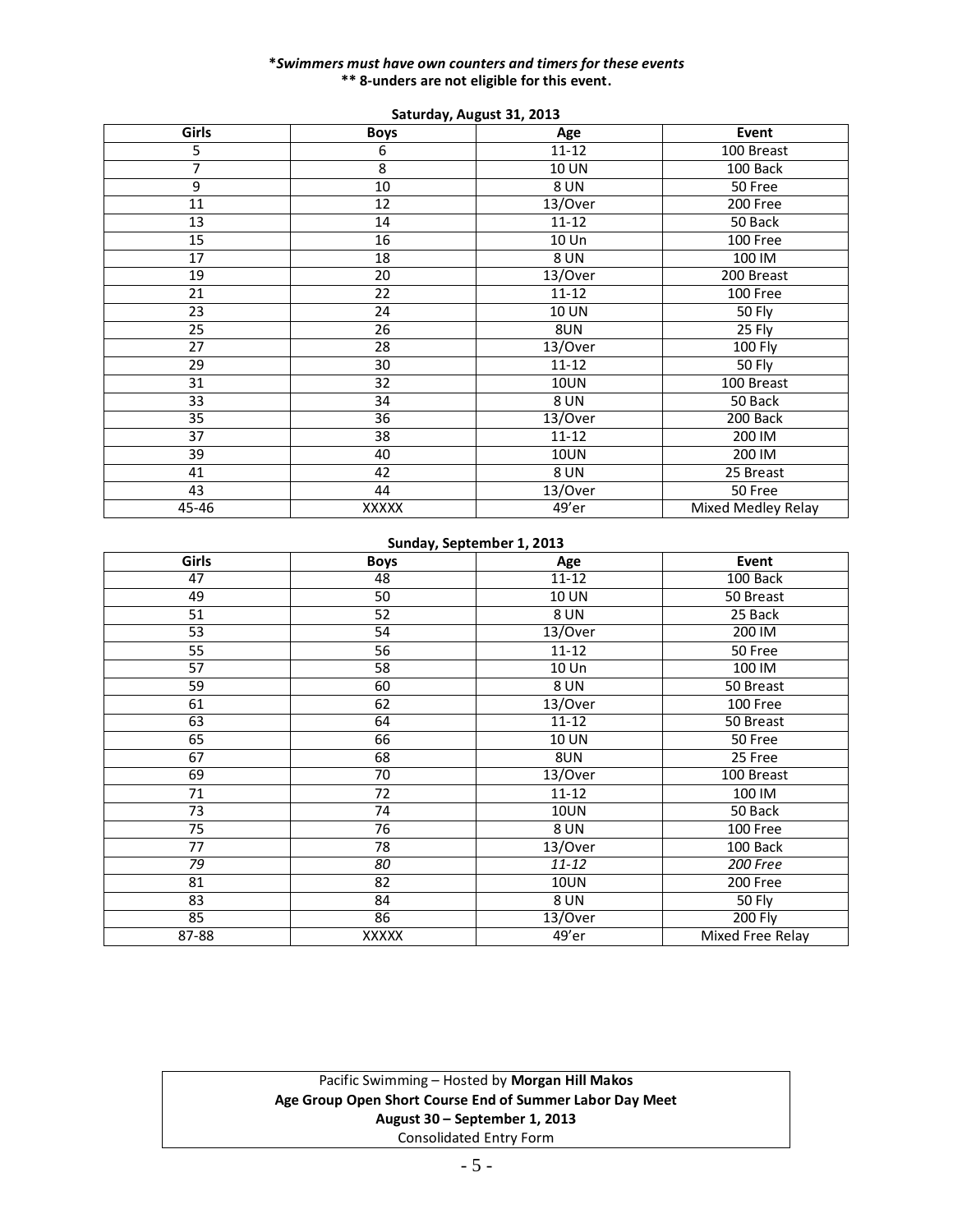***Swimmers must have own counters and timers for these events***
**** 8-unders are not eligible for this event.**

**Saturday, August 31, 2013**

| Girls | Boys | Age | Event |
|---|---|---|---|
| 5 | 6 | 11-12 | 100 Breast |
| 7 | 8 | 10 UN | 100 Back |
| 9 | 10 | 8 UN | 50 Free |
| 11 | 12 | 13/Over | 200 Free |
| 13 | 14 | 11-12 | 50 Back |
| 15 | 16 | 10 Un | 100 Free |
| 17 | 18 | 8 UN | 100 IM |
| 19 | 20 | 13/Over | 200 Breast |
| 21 | 22 | 11-12 | 100 Free |
| 23 | 24 | 10 UN | 50 Fly |
| 25 | 26 | 8UN | 25 Fly |
| 27 | 28 | 13/Over | 100 Fly |
| 29 | 30 | 11-12 | 50 Fly |
| 31 | 32 | 10UN | 100 Breast |
| 33 | 34 | 8 UN | 50 Back |
| 35 | 36 | 13/Over | 200 Back |
| 37 | 38 | 11-12 | 200 IM |
| 39 | 40 | 10UN | 200 IM |
| 41 | 42 | 8 UN | 25 Breast |
| 43 | 44 | 13/Over | 50 Free |
| 45-46 | XXXXX | 49'er | Mixed Medley Relay |

**Sunday, September 1, 2013**

| Girls | Boys | Age | Event |
|---|---|---|---|
| 47 | 48 | 11-12 | 100 Back |
| 49 | 50 | 10 UN | 50 Breast |
| 51 | 52 | 8 UN | 25 Back |
| 53 | 54 | 13/Over | 200 IM |
| 55 | 56 | 11-12 | 50 Free |
| 57 | 58 | 10 Un | 100 IM |
| 59 | 60 | 8 UN | 50 Breast |
| 61 | 62 | 13/Over | 100 Free |
| 63 | 64 | 11-12 | 50 Breast |
| 65 | 66 | 10 UN | 50 Free |
| 67 | 68 | 8UN | 25 Free |
| 69 | 70 | 13/Over | 100 Breast |
| 71 | 72 | 11-12 | 100 IM |
| 73 | 74 | 10UN | 50 Back |
| 75 | 76 | 8 UN | 100 Free |
| 77 | 78 | 13/Over | 100 Back |
| *79* | *80* | *11-12* | *200 Free* |
| 81 | 82 | 10UN | 200 Free |
| 83 | 84 | 8 UN | 50 Fly |
| 85 | 86 | 13/Over | 200 Fly |
| 87-88 | XXXXX | 49'er | Mixed Free Relay |

Pacific Swimming – Hosted by **Morgan Hill Makos**
**Age Group Open Short Course End of Summer Labor Day Meet**
**August 30 – September 1, 2013**
Consolidated Entry Form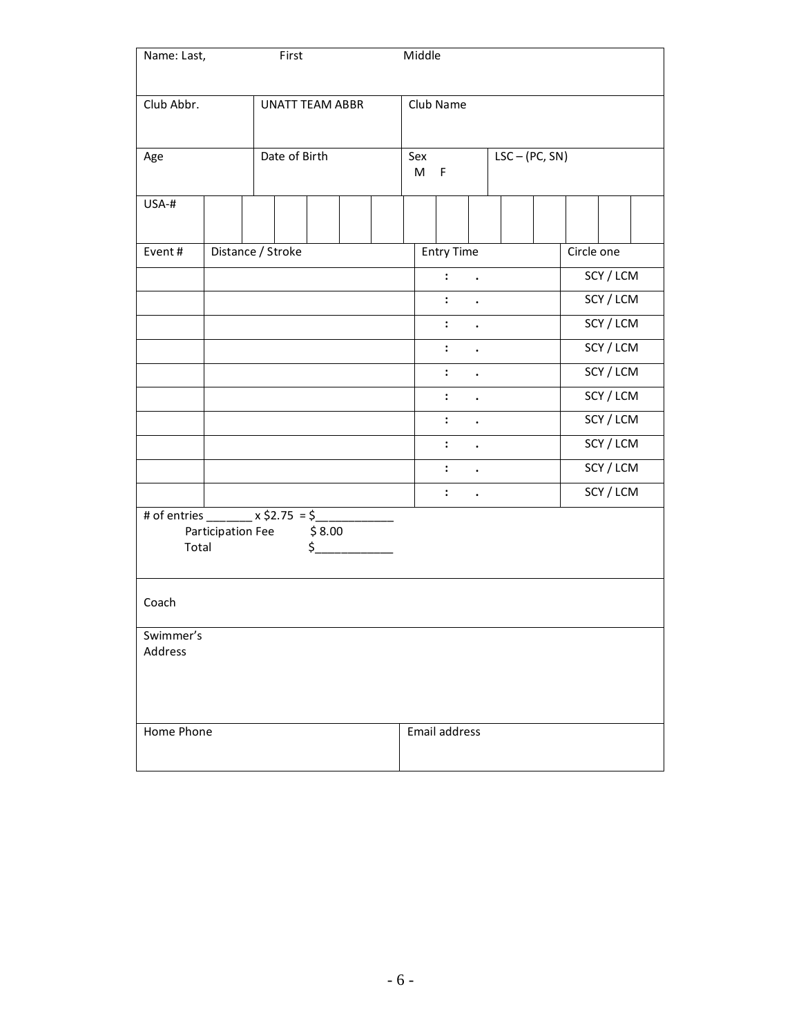| Name: Last, First Middle | | | |
|---|---|---|---|
| Club Abbr. | UNATT TEAM ABBR | Club Name | |
| Age | Date of Birth | Sex M F | LSC – (PC, SN) |
| USA-# | | | |

| Event # | Distance / Stroke | Entry Time | Circle one |
|---|---|---|---|
| | | : . | SCY / LCM |
| | | : . | SCY / LCM |
| | | : . | SCY / LCM |
| | | : . | SCY / LCM |
| | | : . | SCY / LCM |
| | | : . | SCY / LCM |
| | | : . | SCY / LCM |
| | | : . | SCY / LCM |
| | | : . | SCY / LCM |
| | | : . | SCY / LCM |

# of entries _______ x $2.75 = $____________

Participation Fee $ 8.00

Total $____________

| | |
|---|---|
| Coach | |
| Swimmer's Address | |
| Home Phone | Email address |